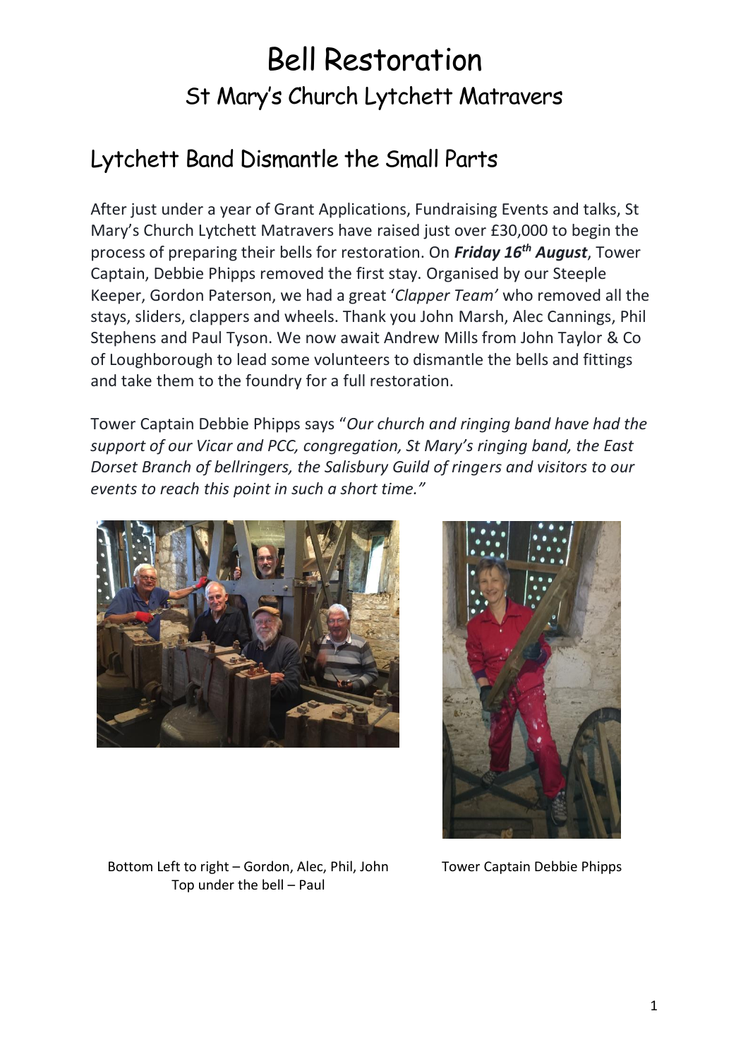# Bell Restoration

## St Mary's Church Lytchett Matravers

## Lytchett Band Dismantle the Small Parts

After just under a year of Grant Applications, Fundraising Events and talks, St Mary's Church Lytchett Matravers have raised just over £30,000 to begin the process of preparing their bells for restoration. On ***Friday 16th August***, Tower Captain, Debbie Phipps removed the first stay. Organised by our Steeple Keeper, Gordon Paterson, we had a great '*Clapper Team'* who removed all the stays, sliders, clappers and wheels. Thank you John Marsh, Alec Cannings, Phil Stephens and Paul Tyson. We now await Andrew Mills from John Taylor & Co of Loughborough to lead some volunteers to dismantle the bells and fittings and take them to the foundry for a full restoration.

Tower Captain Debbie Phipps says "*Our church and ringing band have had the support of our Vicar and PCC, congregation, St Mary's ringing band, the East Dorset Branch of bellringers, the Salisbury Guild of ringers and visitors to our events to reach this point in such a short time."*

Bottom Left to right – Gordon, Alec, Phil, John
Top under the bell – Paul

Tower Captain Debbie Phipps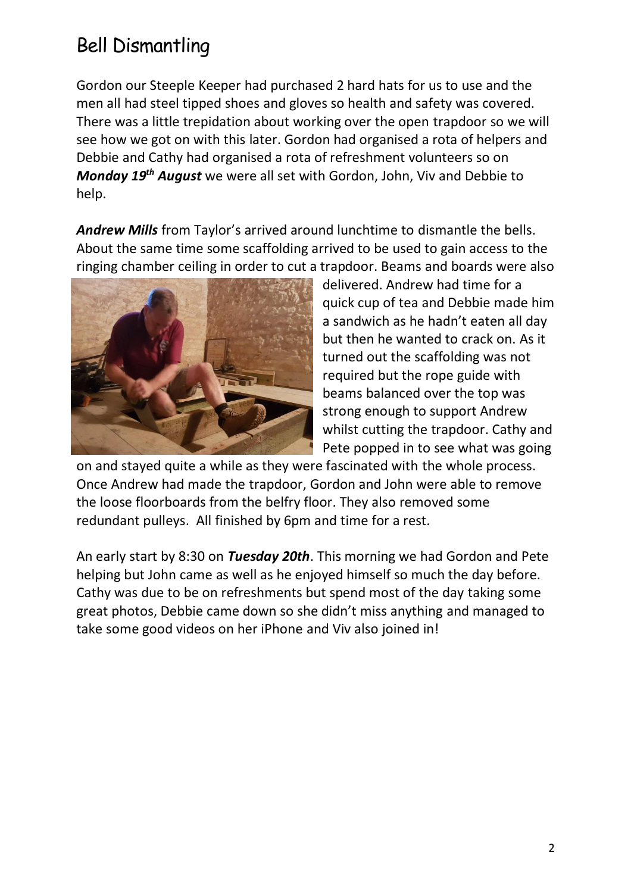# Bell Dismantling

Gordon our Steeple Keeper had purchased 2 hard hats for us to use and the men all had steel tipped shoes and gloves so health and safety was covered. There was a little trepidation about working over the open trapdoor so we will see how we got on with this later. Gordon had organised a rota of helpers and Debbie and Cathy had organised a rota of refreshment volunteers so on ***Monday 19th August*** we were all set with Gordon, John, Viv and Debbie to help.

***Andrew Mills*** from Taylor's arrived around lunchtime to dismantle the bells. About the same time some scaffolding arrived to be used to gain access to the ringing chamber ceiling in order to cut a trapdoor. Beams and boards were also delivered. Andrew had time for a quick cup of tea and Debbie made him a sandwich as he hadn't eaten all day but then he wanted to crack on. As it turned out the scaffolding was not required but the rope guide with beams balanced over the top was strong enough to support Andrew whilst cutting the trapdoor. Cathy and Pete popped in to see what was going on and stayed quite a while as they were fascinated with the whole process. Once Andrew had made the trapdoor, Gordon and John were able to remove the loose floorboards from the belfry floor. They also removed some redundant pulleys. All finished by 6pm and time for a rest.

An early start by 8:30 on ***Tuesday 20th***. This morning we had Gordon and Pete helping but John came as well as he enjoyed himself so much the day before. Cathy was due to be on refreshments but spend most of the day taking some great photos, Debbie came down so she didn't miss anything and managed to take some good videos on her iPhone and Viv also joined in!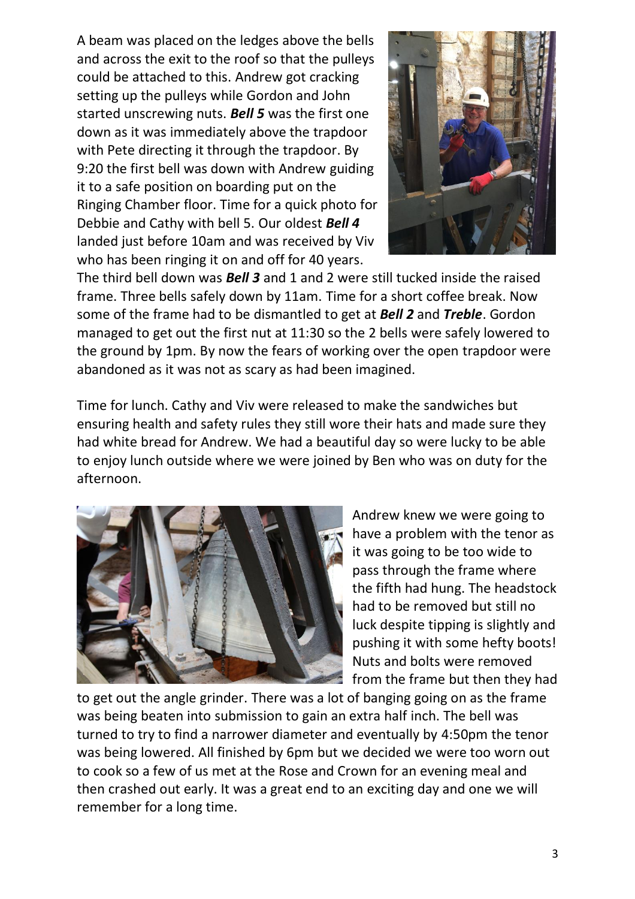A beam was placed on the ledges above the bells and across the exit to the roof so that the pulleys could be attached to this. Andrew got cracking setting up the pulleys while Gordon and John started unscrewing nuts. ***Bell 5*** was the first one down as it was immediately above the trapdoor with Pete directing it through the trapdoor. By 9:20 the first bell was down with Andrew guiding it to a safe position on boarding put on the Ringing Chamber floor. Time for a quick photo for Debbie and Cathy with bell 5. Our oldest ***Bell 4*** landed just before 10am and was received by Viv who has been ringing it on and off for 40 years. The third bell down was ***Bell 3*** and 1 and 2 were still tucked inside the raised frame. Three bells safely down by 11am. Time for a short coffee break. Now some of the frame had to be dismantled to get at ***Bell 2*** and ***Treble***. Gordon managed to get out the first nut at 11:30 so the 2 bells were safely lowered to the ground by 1pm. By now the fears of working over the open trapdoor were abandoned as it was not as scary as had been imagined.

Time for lunch. Cathy and Viv were released to make the sandwiches but ensuring health and safety rules they still wore their hats and made sure they had white bread for Andrew. We had a beautiful day so were lucky to be able to enjoy lunch outside where we were joined by Ben who was on duty for the afternoon.

Andrew knew we were going to have a problem with the tenor as it was going to be too wide to pass through the frame where the fifth had hung. The headstock had to be removed but still no luck despite tipping is slightly and pushing it with some hefty boots! Nuts and bolts were removed from the frame but then they had to get out the angle grinder. There was a lot of banging going on as the frame was being beaten into submission to gain an extra half inch. The bell was turned to try to find a narrower diameter and eventually by 4:50pm the tenor was being lowered. All finished by 6pm but we decided we were too worn out to cook so a few of us met at the Rose and Crown for an evening meal and then crashed out early. It was a great end to an exciting day and one we will remember for a long time.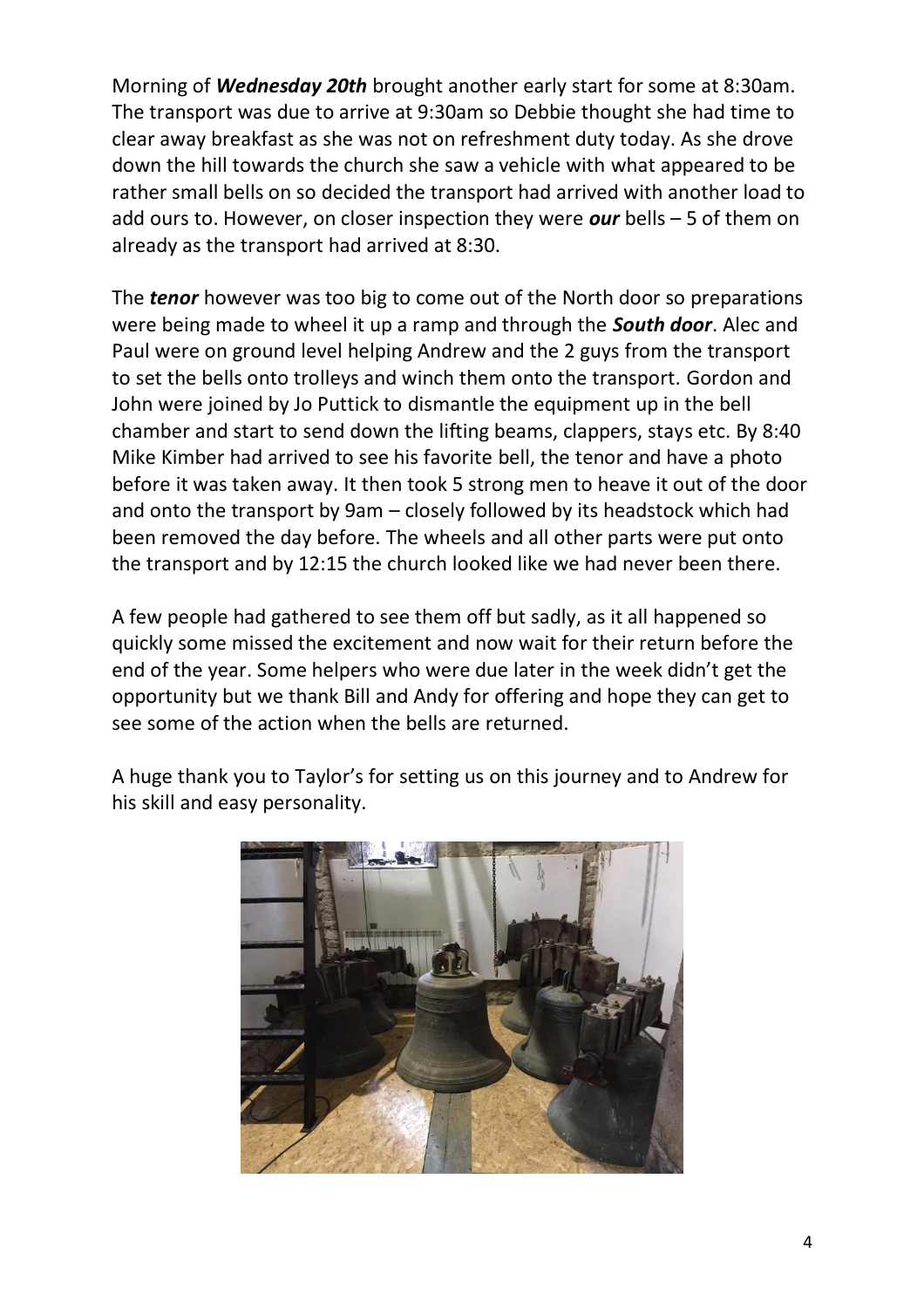Morning of ***Wednesday 20th*** brought another early start for some at 8:30am. The transport was due to arrive at 9:30am so Debbie thought she had time to clear away breakfast as she was not on refreshment duty today. As she drove down the hill towards the church she saw a vehicle with what appeared to be rather small bells on so decided the transport had arrived with another load to add ours to. However, on closer inspection they were ***our*** bells – 5 of them on already as the transport had arrived at 8:30.

The ***tenor*** however was too big to come out of the North door so preparations were being made to wheel it up a ramp and through the ***South door***. Alec and Paul were on ground level helping Andrew and the 2 guys from the transport to set the bells onto trolleys and winch them onto the transport. Gordon and John were joined by Jo Puttick to dismantle the equipment up in the bell chamber and start to send down the lifting beams, clappers, stays etc. By 8:40 Mike Kimber had arrived to see his favorite bell, the tenor and have a photo before it was taken away. It then took 5 strong men to heave it out of the door and onto the transport by 9am – closely followed by its headstock which had been removed the day before. The wheels and all other parts were put onto the transport and by 12:15 the church looked like we had never been there.

A few people had gathered to see them off but sadly, as it all happened so quickly some missed the excitement and now wait for their return before the end of the year. Some helpers who were due later in the week didn't get the opportunity but we thank Bill and Andy for offering and hope they can get to see some of the action when the bells are returned.

A huge thank you to Taylor's for setting us on this journey and to Andrew for his skill and easy personality.